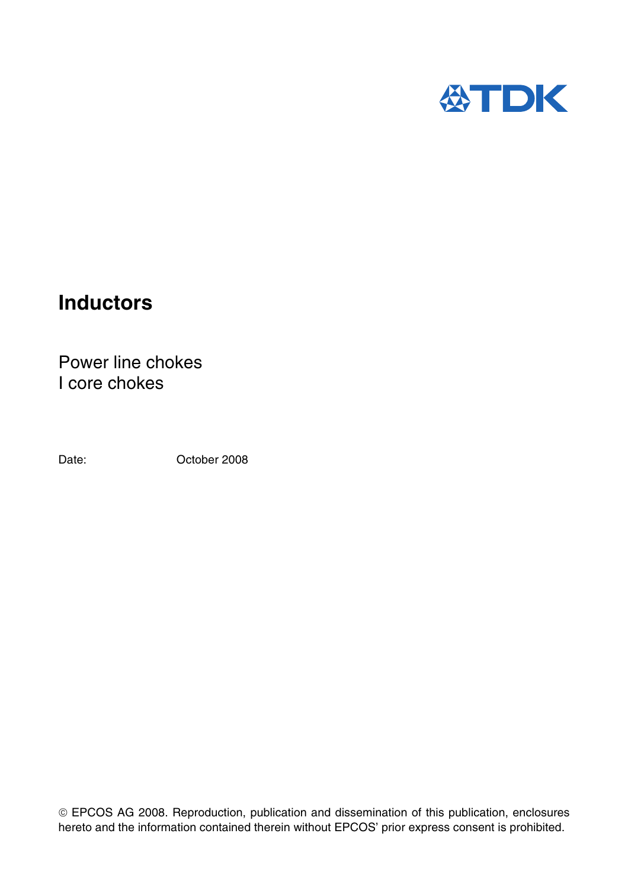TDK

# Inductors

Power line chokes
I core chokes

Date: October 2008

© EPCOS AG 2008. Reproduction, publication and dissemination of this publication, enclosures hereto and the information contained therein without EPCOS' prior express consent is prohibited.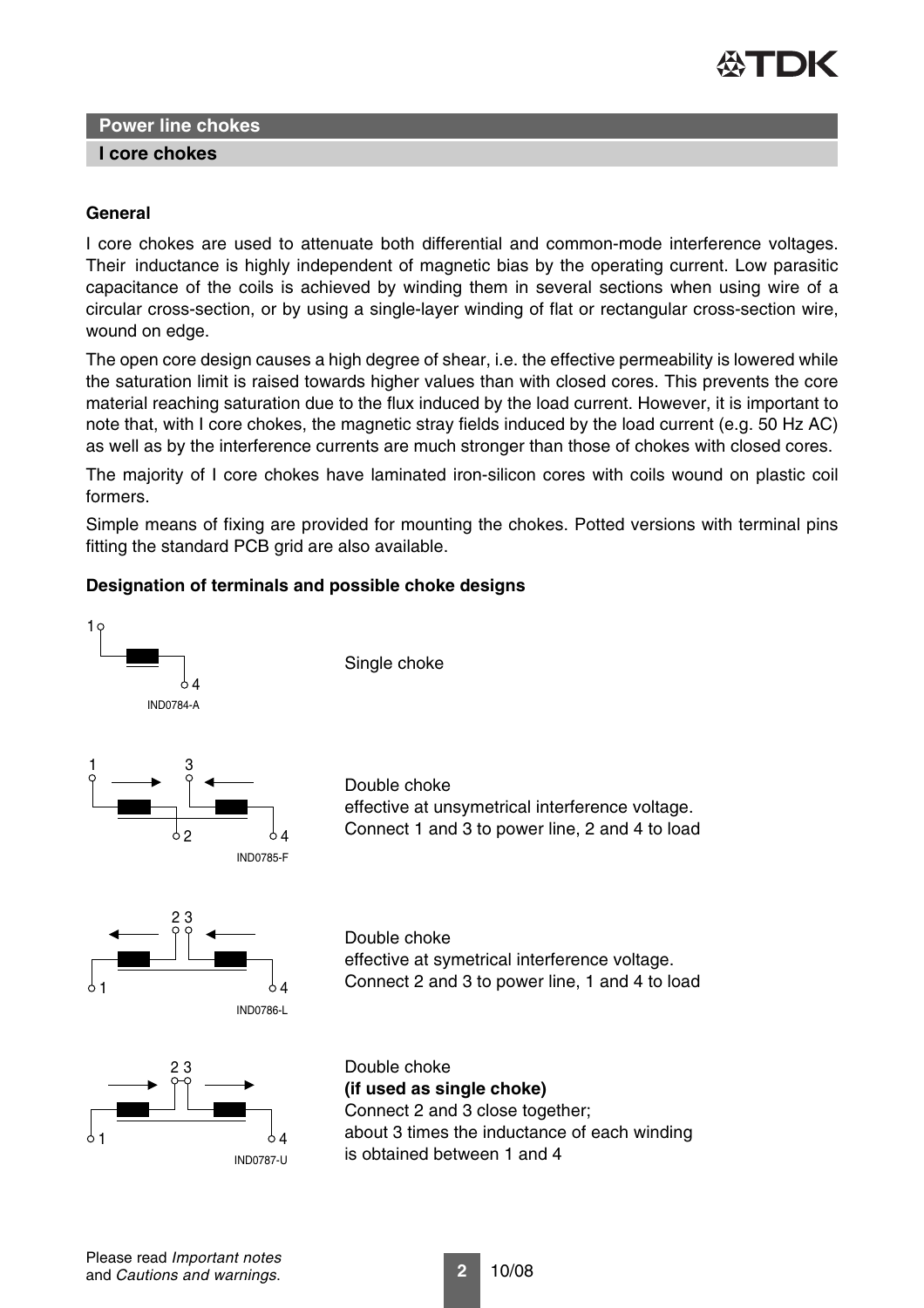## Power line chokes

### I core chokes

**General**

I core chokes are used to attenuate both differential and common-mode interference voltages. Their inductance is highly independent of magnetic bias by the operating current. Low parasitic capacitance of the coils is achieved by winding them in several sections when using wire of a circular cross-section, or by using a single-layer winding of flat or rectangular cross-section wire, wound on edge.

The open core design causes a high degree of shear, i.e. the effective permeability is lowered while the saturation limit is raised towards higher values than with closed cores. This prevents the core material reaching saturation due to the flux induced by the load current. However, it is important to note that, with I core chokes, the magnetic stray fields induced by the load current (e.g. 50 Hz AC) as well as by the interference currents are much stronger than those of chokes with closed cores.

The majority of I core chokes have laminated iron-silicon cores with coils wound on plastic coil formers.

Simple means of fixing are provided for mounting the chokes. Potted versions with terminal pins fitting the standard PCB grid are also available.

**Designation of terminals and possible choke designs**

1
4
IND0784-A

Single choke

1 3
2 4
IND0785-F

Double choke
effective at unsymetrical interference voltage.
Connect 1 and 3 to power line, 2 and 4 to load

2 3
1 4
IND0786-L

Double choke
effective at symetrical interference voltage.
Connect 2 and 3 to power line, 1 and 4 to load

2 3
1 4
IND0787-U

Double choke
**(if used as single choke)**
Connect 2 and 3 close together;
about 3 times the inductance of each winding is obtained between 1 and 4

Please read *Important notes* and *Cautions and warnings*.

10/08